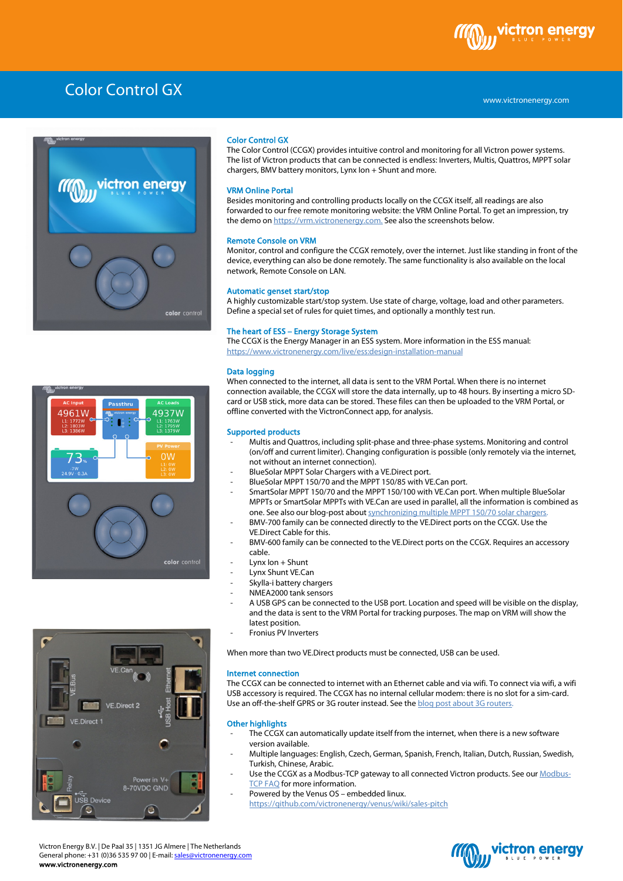# Color Control GX

www.victronenergy.com

## Color Control GX

The Color Control (CCGX) provides intuitive control and monitoring for all Victron power systems. The list of Victron products that can be connected is endless: Inverters, Multis, Quattros, MPPT solar chargers, BMV battery monitors, Lynx Ion + Shunt and more.

## VRM Online Portal

Besides monitoring and controlling products locally on the CCGX itself, all readings are also forwarded to our free remote monitoring website: the VRM Online Portal. To get an impression, try the demo on https://vrm.victronenergy.com. See also the screenshots below.

## Remote Console on VRM

Monitor, control and configure the CCGX remotely, over the internet. Just like standing in front of the device, everything can also be done remotely. The same functionality is also available on the local network, Remote Console on LAN.

## Automatic genset start/stop

A highly customizable start/stop system. Use state of charge, voltage, load and other parameters. Define a special set of rules for quiet times, and optionally a monthly test run.

## The heart of ESS – Energy Storage System

The CCGX is the Energy Manager in an ESS system. More information in the ESS manual: https://www.victronenergy.com/live/ess:design-installation-manual

## Data logging

When connected to the internet, all data is sent to the VRM Portal. When there is no internet connection available, the CCGX will store the data internally, up to 48 hours. By inserting a micro SD-card or USB stick, more data can be stored. These files can then be uploaded to the VRM Portal, or offline converted with the VictronConnect app, for analysis.

## Supported products

- Multis and Quattros, including split-phase and three-phase systems. Monitoring and control (on/off and current limiter). Changing configuration is possible (only remotely via the internet, not without an internet connection).
- BlueSolar MPPT Solar Chargers with a VE.Direct port.
- BlueSolar MPPT 150/70 and the MPPT 150/85 with VE.Can port.
- SmartSolar MPPT 150/70 and the MPPT 150/100 with VE.Can port. When multiple BlueSolar MPPTs or SmartSolar MPPTs with VE.Can are used in parallel, all the information is combined as one. See also our blog-post about synchronizing multiple MPPT 150/70 solar chargers.
- BMV-700 family can be connected directly to the VE.Direct ports on the CCGX. Use the VE.Direct Cable for this.
- BMV-600 family can be connected to the VE.Direct ports on the CCGX. Requires an accessory cable.
- Lynx Ion + Shunt
- Lynx Shunt VE.Can
- Skylla-i battery chargers
- NMEA2000 tank sensors
- A USB GPS can be connected to the USB port. Location and speed will be visible on the display, and the data is sent to the VRM Portal for tracking purposes. The map on VRM will show the latest position.
- Fronius PV Inverters

When more than two VE.Direct products must be connected, USB can be used.

## Internet connection

The CCGX can be connected to internet with an Ethernet cable and via wifi. To connect via wifi, a wifi USB accessory is required. The CCGX has no internal cellular modem: there is no slot for a sim-card. Use an off-the-shelf GPRS or 3G router instead. See the blog post about 3G routers.

## Other highlights

- The CCGX can automatically update itself from the internet, when there is a new software version available.
- Multiple languages: English, Czech, German, Spanish, French, Italian, Dutch, Russian, Swedish, Turkish, Chinese, Arabic.
- Use the CCGX as a Modbus-TCP gateway to all connected Victron products. See our Modbus-TCP FAQ for more information.
- Powered by the Venus OS – embedded linux. https://github.com/victronenergy/venus/wiki/sales-pitch

Victron Energy B.V. | De Paal 35 | 1351 JG Almere | The Netherlands
General phone: +31 (0)36 535 97 00 | E-mail: sales@victronenergy.com
www.victronenergy.com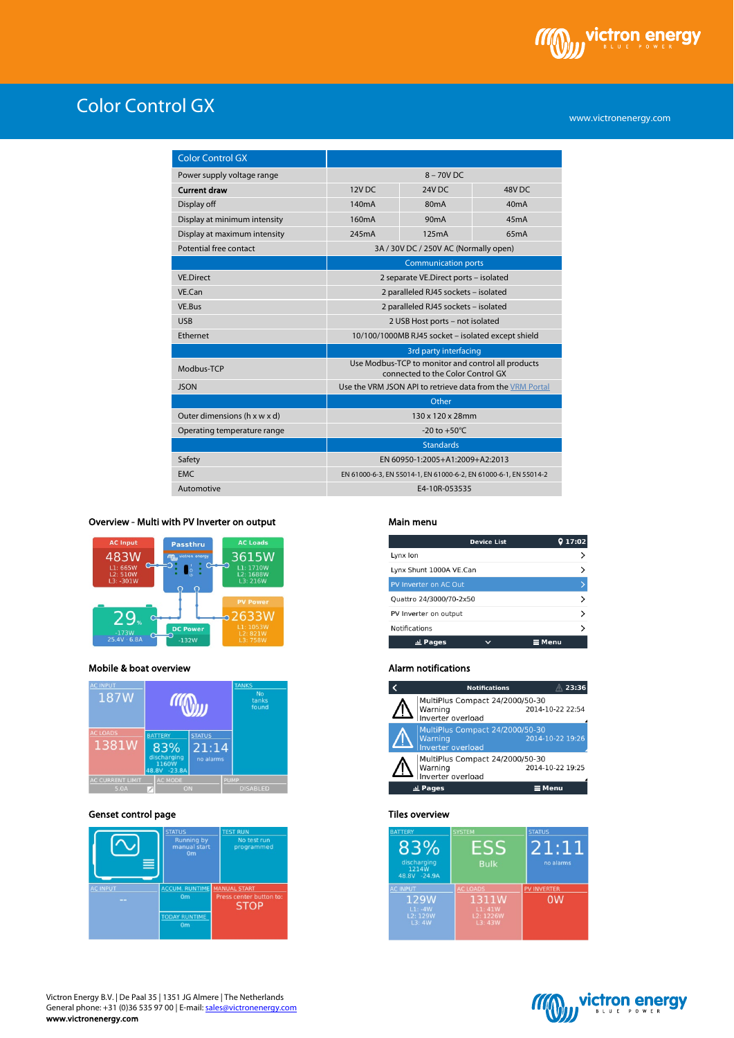# Color Control GX

| Color Control GX | | | |
|---|---|---|---|
| Power supply voltage range | 8 – 70V DC | | |
| **Current draw** | 12V DC | 24V DC | 48V DC |
| Display off | 140mA | 80mA | 40mA |
| Display at minimum intensity | 160mA | 90mA | 45mA |
| Display at maximum intensity | 245mA | 125mA | 65mA |
| Potential free contact | 3A / 30V DC / 250V AC (Normally open) | | |
| | Communication ports | | |
| VE.Direct | 2 separate VE.Direct ports – isolated | | |
| VE.Can | 2 paralleled RJ45 sockets – isolated | | |
| VE.Bus | 2 paralleled RJ45 sockets – isolated | | |
| USB | 2 USB Host ports – not isolated | | |
| Ethernet | 10/100/1000MB RJ45 socket – isolated except shield | | |
| | 3rd party interfacing | | |
| Modbus-TCP | Use Modbus-TCP to monitor and control all products connected to the Color Control GX | | |
| JSON | Use the VRM JSON API to retrieve data from the VRM Portal | | |
| | Other | | |
| Outer dimensions (h x w x d) | 130 x 120 x 28mm | | |
| Operating temperature range | -20 to +50°C | | |
| | Standards | | |
| Safety | EN 60950-1:2005+A1:2009+A2:2013 | | |
| EMC | EN 61000-6-3, EN 55014-1, EN 61000-6-2, EN 61000-6-1, EN 55014-2 | | |
| Automotive | E4-10R-053535 | | |

**Overview - Multi with PV Inverter on output**

**Main menu**

**Mobile & boat overview**

**Alarm notifications**

**Genset control page**

**Tiles overview**

Victron Energy B.V. | De Paal 35 | 1351 JG Almere | The Netherlands
General phone: +31 (0)36 535 97 00 | E-mail: sales@victronenergy.com
**www.victronenergy.com**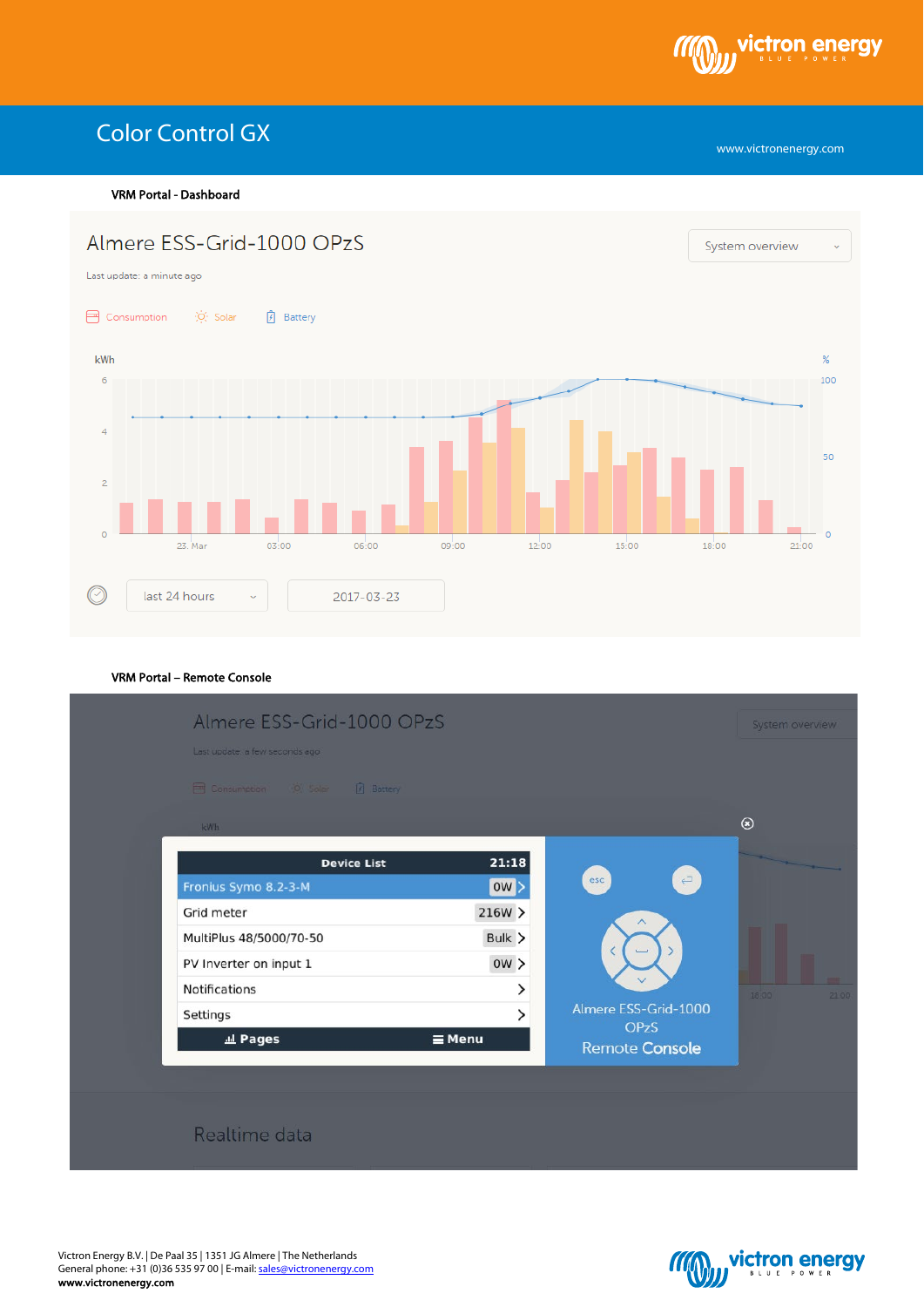# Color Control GX

### VRM Portal - Dashboard

## Almere ESS-Grid-1000 OPzS

Last update: a minute ago

Consumption Solar Battery

kWh %

last 24 hours 2017-03-23

### VRM Portal – Remote Console

## Almere ESS-Grid-1000 OPzS

Last update: a few seconds ago

| Device List | 21:18 |
|---|---|
| Fronius Symo 8.2-3-M | 0W > |
| Grid meter | 216W > |
| MultiPlus 48/5000/70-50 | Bulk > |
| PV Inverter on input 1 | 0W > |
| Notifications | > |
| Settings | > |
| Pages | Menu |

Almere ESS-Grid-1000 OPzS
Remote Console

Realtime data

Victron Energy B.V. | De Paal 35 | 1351 JG Almere | The Netherlands
General phone: +31 (0)36 535 97 00 | E-mail: sales@victronenergy.com
www.victronenergy.com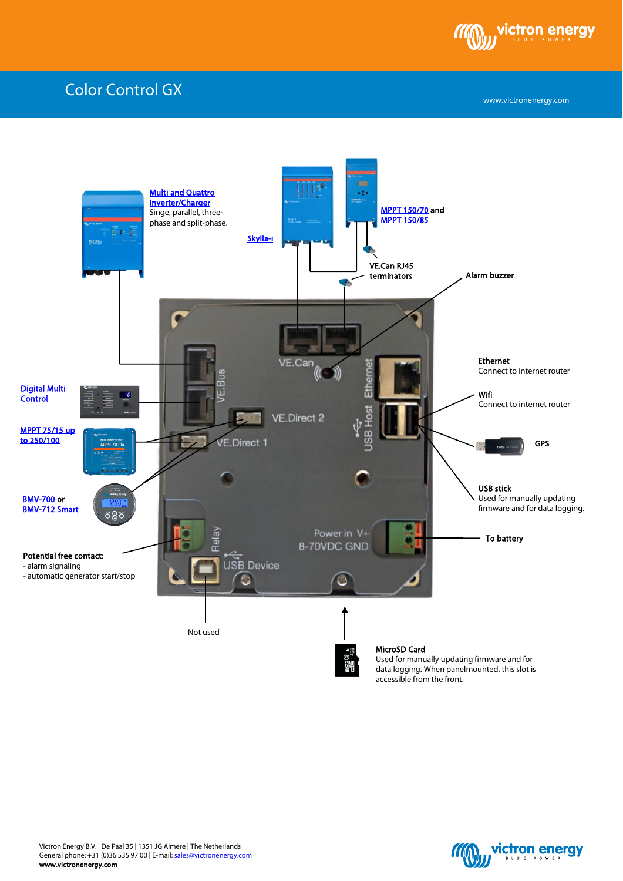# Color Control GX

www.victronenergy.com

Multi and Quattro Inverter/Charger
Singe, parallel, three-phase and split-phase.

Skylla-i

MPPT 150/70 and MPPT 150/85

VE.Can RJ45 terminators

Alarm buzzer

Ethernet
Connect to internet router

Wifi
Connect to internet router

GPS

USB stick
Used for manually updating firmware and for data logging.

To battery

Digital Multi Control

MPPT 75/15 up to 250/100

BMV-700 or BMV-712 Smart

Potential free contact:
- alarm signaling
- automatic generator start/stop

Not used

MicroSD Card
Used for manually updating firmware and for data logging. When panelmounted, this slot is accessible from the front.

VE.Bus
VE.Can
Ethernet
USB Host
VE.Direct 2
VE.Direct 1
Relay
USB Device
Power in V+
8-70VDC GND

Victron Energy B.V. | De Paal 35 | 1351 JG Almere | The Netherlands
General phone: +31 (0)36 535 97 00 | E-mail: sales@victronenergy.com
**www.victronenergy.com**